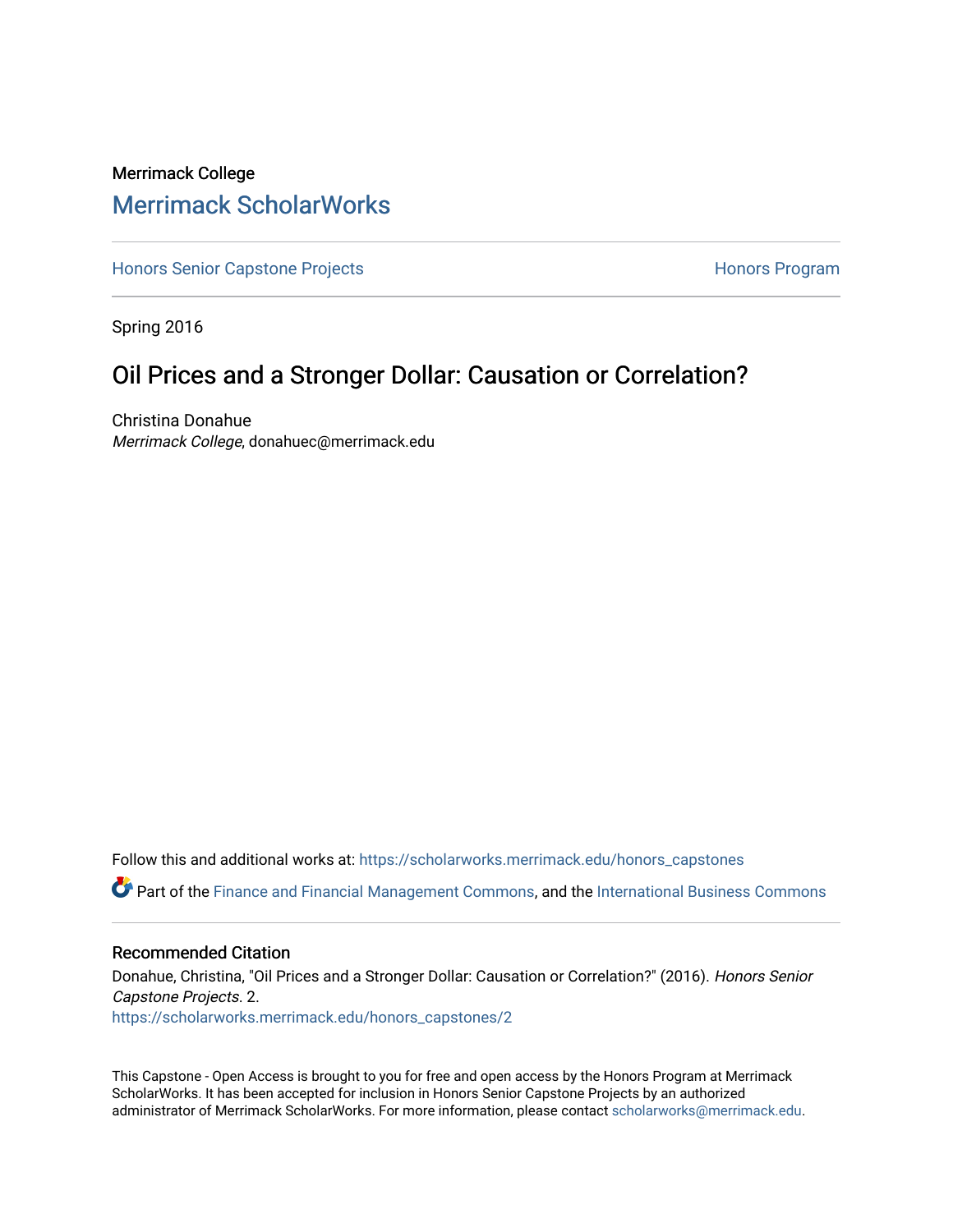Merrimack College

# Merrimack ScholarWorks

Honors Senior Capstone Projects — Honors Program

Spring 2016

## Oil Prices and a Stronger Dollar: Causation or Correlation?

Christina Donahue
*Merrimack College*, donahuec@merrimack.edu

Follow this and additional works at: https://scholarworks.merrimack.edu/honors_capstones

Part of the Finance and Financial Management Commons, and the International Business Commons

### Recommended Citation

Donahue, Christina, "Oil Prices and a Stronger Dollar: Causation or Correlation?" (2016). *Honors Senior Capstone Projects*. 2.
https://scholarworks.merrimack.edu/honors_capstones/2

This Capstone - Open Access is brought to you for free and open access by the Honors Program at Merrimack ScholarWorks. It has been accepted for inclusion in Honors Senior Capstone Projects by an authorized administrator of Merrimack ScholarWorks. For more information, please contact scholarworks@merrimack.edu.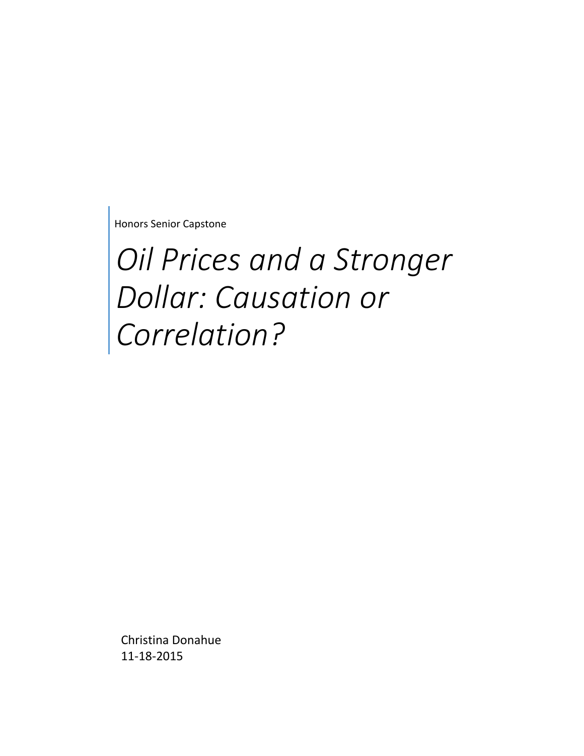Honors Senior Capstone

# *Oil Prices and a Stronger Dollar: Causation or Correlation?*

Christina Donahue
11-18-2015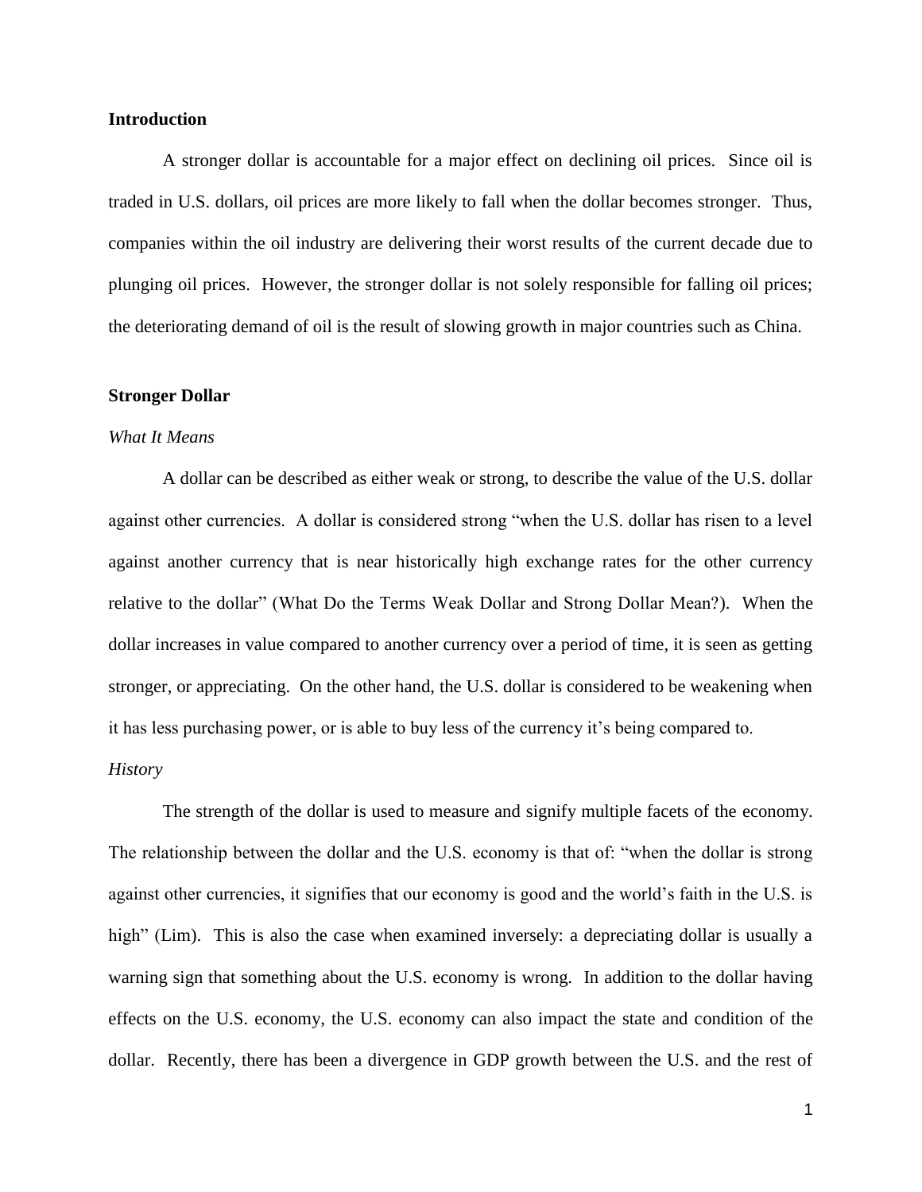## Introduction

A stronger dollar is accountable for a major effect on declining oil prices. Since oil is traded in U.S. dollars, oil prices are more likely to fall when the dollar becomes stronger. Thus, companies within the oil industry are delivering their worst results of the current decade due to plunging oil prices. However, the stronger dollar is not solely responsible for falling oil prices; the deteriorating demand of oil is the result of slowing growth in major countries such as China.

## Stronger Dollar

### *What It Means*

A dollar can be described as either weak or strong, to describe the value of the U.S. dollar against other currencies. A dollar is considered strong "when the U.S. dollar has risen to a level against another currency that is near historically high exchange rates for the other currency relative to the dollar" (What Do the Terms Weak Dollar and Strong Dollar Mean?). When the dollar increases in value compared to another currency over a period of time, it is seen as getting stronger, or appreciating. On the other hand, the U.S. dollar is considered to be weakening when it has less purchasing power, or is able to buy less of the currency it's being compared to.

### *History*

The strength of the dollar is used to measure and signify multiple facets of the economy. The relationship between the dollar and the U.S. economy is that of: "when the dollar is strong against other currencies, it signifies that our economy is good and the world's faith in the U.S. is high" (Lim). This is also the case when examined inversely: a depreciating dollar is usually a warning sign that something about the U.S. economy is wrong. In addition to the dollar having effects on the U.S. economy, the U.S. economy can also impact the state and condition of the dollar. Recently, there has been a divergence in GDP growth between the U.S. and the rest of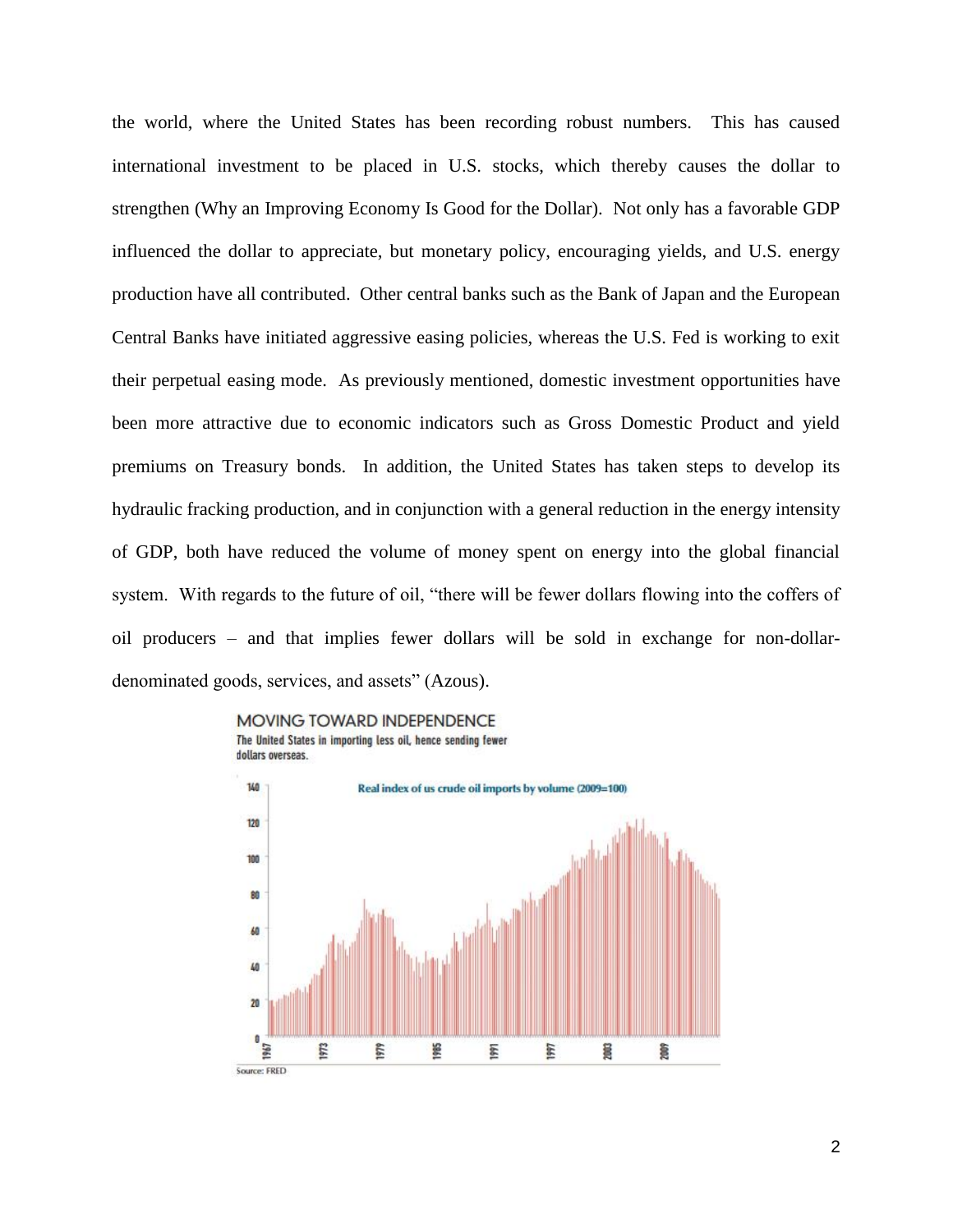the world, where the United States has been recording robust numbers. This has caused international investment to be placed in U.S. stocks, which thereby causes the dollar to strengthen (Why an Improving Economy Is Good for the Dollar). Not only has a favorable GDP influenced the dollar to appreciate, but monetary policy, encouraging yields, and U.S. energy production have all contributed. Other central banks such as the Bank of Japan and the European Central Banks have initiated aggressive easing policies, whereas the U.S. Fed is working to exit their perpetual easing mode. As previously mentioned, domestic investment opportunities have been more attractive due to economic indicators such as Gross Domestic Product and yield premiums on Treasury bonds. In addition, the United States has taken steps to develop its hydraulic fracking production, and in conjunction with a general reduction in the energy intensity of GDP, both have reduced the volume of money spent on energy into the global financial system. With regards to the future of oil, "there will be fewer dollars flowing into the coffers of oil producers – and that implies fewer dollars will be sold in exchange for non-dollar-denominated goods, services, and assets" (Azous).

**MOVING TOWARD INDEPENDENCE**

*The United States in importing less oil, hence sending fewer dollars overseas.*

Real index of us crude oil imports by volume (2009=100)

Source: FRED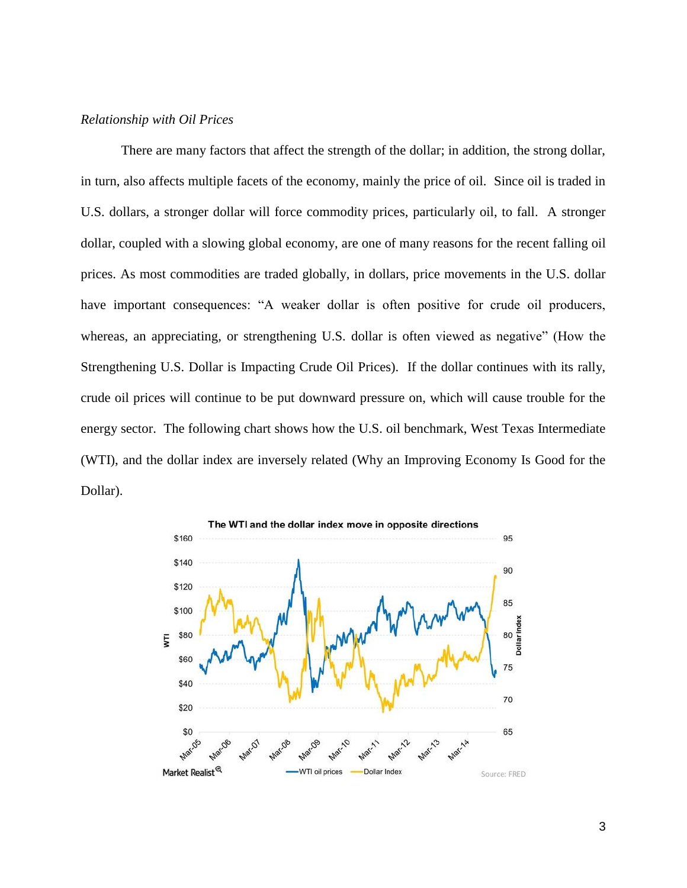*Relationship with Oil Prices*

There are many factors that affect the strength of the dollar; in addition, the strong dollar, in turn, also affects multiple facets of the economy, mainly the price of oil. Since oil is traded in U.S. dollars, a stronger dollar will force commodity prices, particularly oil, to fall. A stronger dollar, coupled with a slowing global economy, are one of many reasons for the recent falling oil prices. As most commodities are traded globally, in dollars, price movements in the U.S. dollar have important consequences: "A weaker dollar is often positive for crude oil producers, whereas, an appreciating, or strengthening U.S. dollar is often viewed as negative" (How the Strengthening U.S. Dollar is Impacting Crude Oil Prices). If the dollar continues with its rally, crude oil prices will continue to be put downward pressure on, which will cause trouble for the energy sector. The following chart shows how the U.S. oil benchmark, West Texas Intermediate (WTI), and the dollar index are inversely related (Why an Improving Economy Is Good for the Dollar).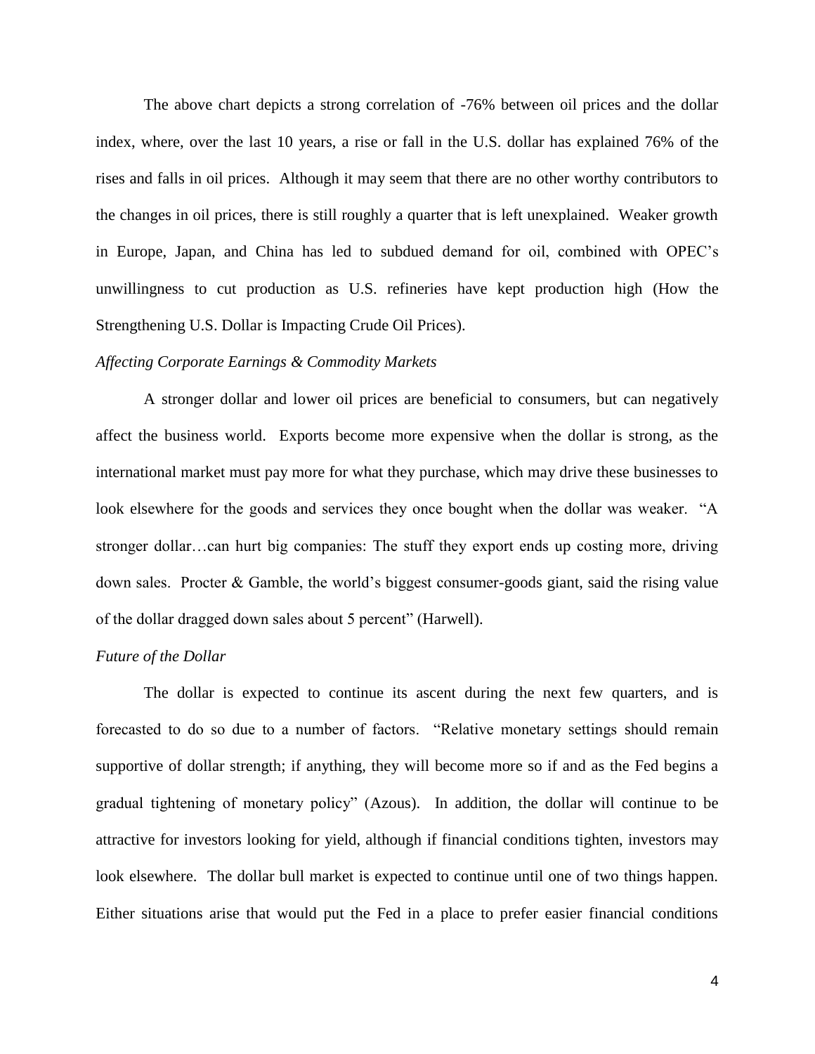The above chart depicts a strong correlation of -76% between oil prices and the dollar index, where, over the last 10 years, a rise or fall in the U.S. dollar has explained 76% of the rises and falls in oil prices. Although it may seem that there are no other worthy contributors to the changes in oil prices, there is still roughly a quarter that is left unexplained. Weaker growth in Europe, Japan, and China has led to subdued demand for oil, combined with OPEC's unwillingness to cut production as U.S. refineries have kept production high (How the Strengthening U.S. Dollar is Impacting Crude Oil Prices).

*Affecting Corporate Earnings & Commodity Markets*

A stronger dollar and lower oil prices are beneficial to consumers, but can negatively affect the business world. Exports become more expensive when the dollar is strong, as the international market must pay more for what they purchase, which may drive these businesses to look elsewhere for the goods and services they once bought when the dollar was weaker. "A stronger dollar…can hurt big companies: The stuff they export ends up costing more, driving down sales. Procter & Gamble, the world's biggest consumer-goods giant, said the rising value of the dollar dragged down sales about 5 percent" (Harwell).

*Future of the Dollar*

The dollar is expected to continue its ascent during the next few quarters, and is forecasted to do so due to a number of factors. "Relative monetary settings should remain supportive of dollar strength; if anything, they will become more so if and as the Fed begins a gradual tightening of monetary policy" (Azous). In addition, the dollar will continue to be attractive for investors looking for yield, although if financial conditions tighten, investors may look elsewhere. The dollar bull market is expected to continue until one of two things happen. Either situations arise that would put the Fed in a place to prefer easier financial conditions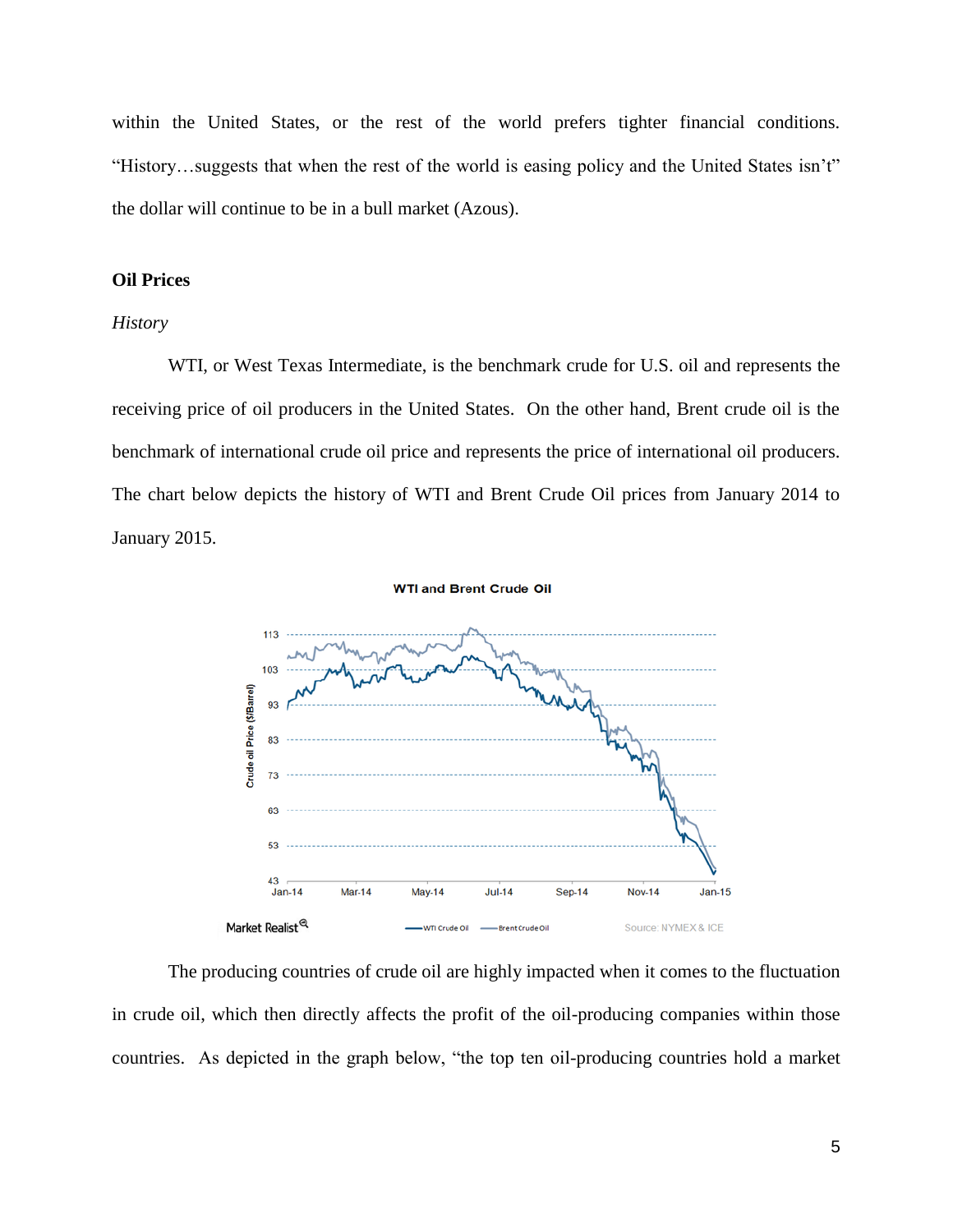within the United States, or the rest of the world prefers tighter financial conditions. "History…suggests that when the rest of the world is easing policy and the United States isn't" the dollar will continue to be in a bull market (Azous).

**Oil Prices**

*History*

WTI, or West Texas Intermediate, is the benchmark crude for U.S. oil and represents the receiving price of oil producers in the United States. On the other hand, Brent crude oil is the benchmark of international crude oil price and represents the price of international oil producers. The chart below depicts the history of WTI and Brent Crude Oil prices from January 2014 to January 2015.

The producing countries of crude oil are highly impacted when it comes to the fluctuation in crude oil, which then directly affects the profit of the oil-producing companies within those countries. As depicted in the graph below, "the top ten oil-producing countries hold a market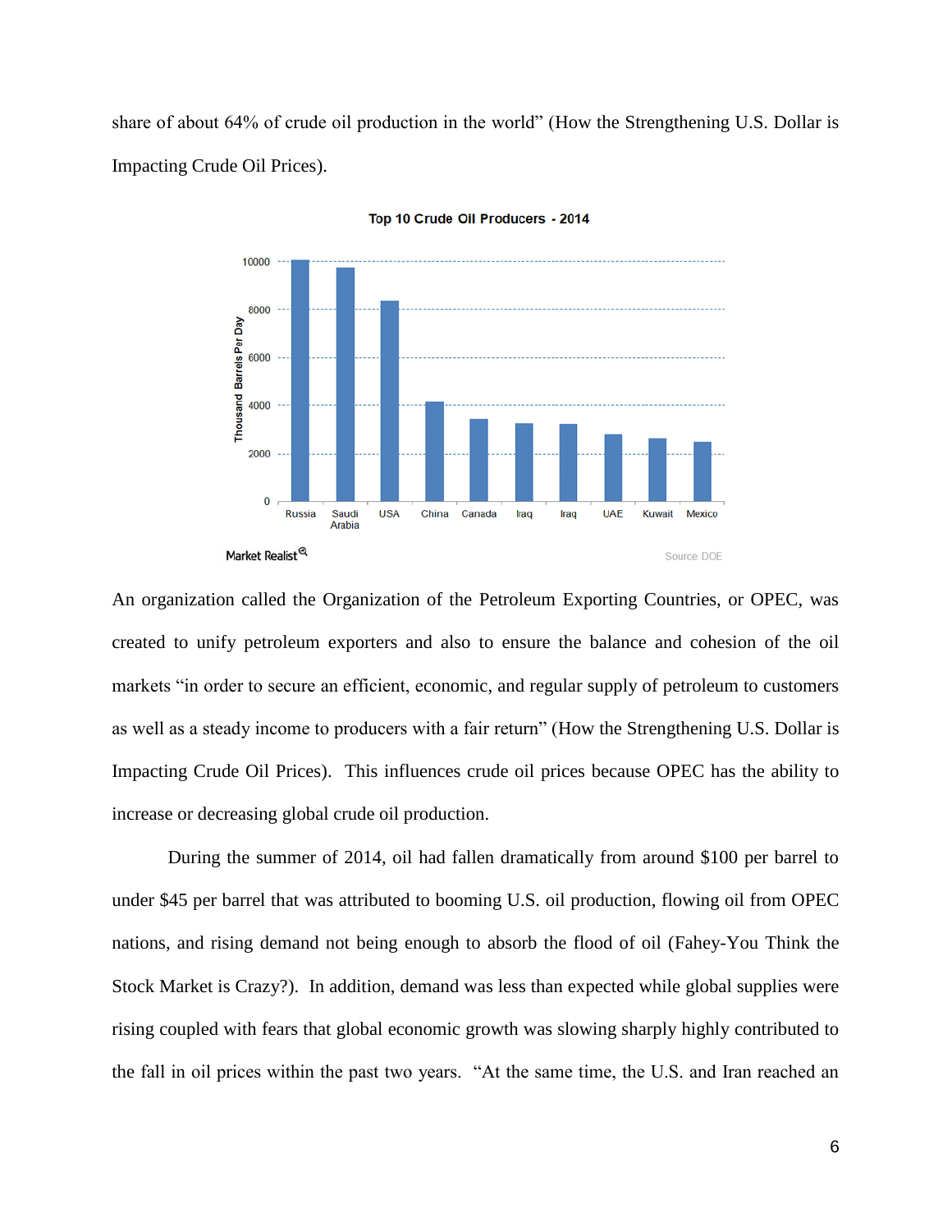share of about 64% of crude oil production in the world" (How the Strengthening U.S. Dollar is Impacting Crude Oil Prices).

Top 10 Crude Oil Producers - 2014

Market Realist

Source DOE

An organization called the Organization of the Petroleum Exporting Countries, or OPEC, was created to unify petroleum exporters and also to ensure the balance and cohesion of the oil markets "in order to secure an efficient, economic, and regular supply of petroleum to customers as well as a steady income to producers with a fair return" (How the Strengthening U.S. Dollar is Impacting Crude Oil Prices). This influences crude oil prices because OPEC has the ability to increase or decreasing global crude oil production.

During the summer of 2014, oil had fallen dramatically from around $100 per barrel to under $45 per barrel that was attributed to booming U.S. oil production, flowing oil from OPEC nations, and rising demand not being enough to absorb the flood of oil (Fahey-You Think the Stock Market is Crazy?). In addition, demand was less than expected while global supplies were rising coupled with fears that global economic growth was slowing sharply highly contributed to the fall in oil prices within the past two years. "At the same time, the U.S. and Iran reached an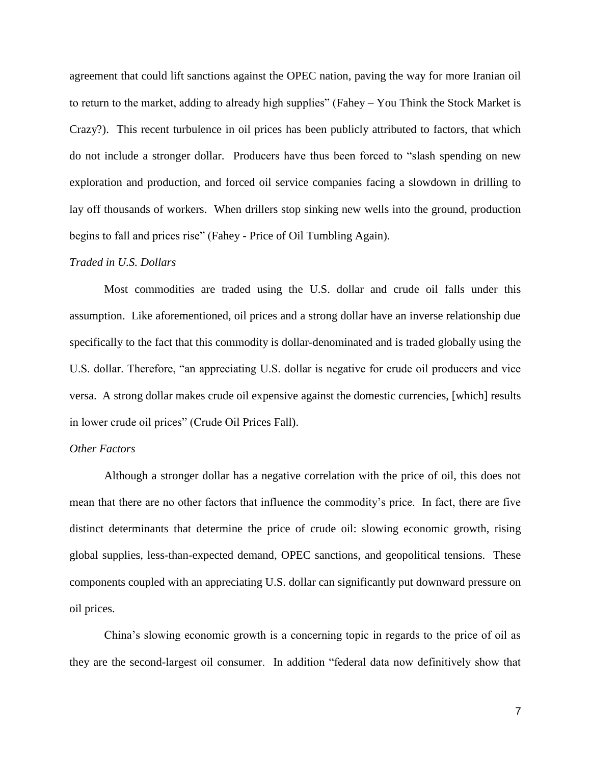agreement that could lift sanctions against the OPEC nation, paving the way for more Iranian oil to return to the market, adding to already high supplies" (Fahey – You Think the Stock Market is Crazy?). This recent turbulence in oil prices has been publicly attributed to factors, that which do not include a stronger dollar. Producers have thus been forced to "slash spending on new exploration and production, and forced oil service companies facing a slowdown in drilling to lay off thousands of workers. When drillers stop sinking new wells into the ground, production begins to fall and prices rise" (Fahey - Price of Oil Tumbling Again).

*Traded in U.S. Dollars*

Most commodities are traded using the U.S. dollar and crude oil falls under this assumption. Like aforementioned, oil prices and a strong dollar have an inverse relationship due specifically to the fact that this commodity is dollar-denominated and is traded globally using the U.S. dollar. Therefore, "an appreciating U.S. dollar is negative for crude oil producers and vice versa. A strong dollar makes crude oil expensive against the domestic currencies, [which] results in lower crude oil prices" (Crude Oil Prices Fall).

*Other Factors*

Although a stronger dollar has a negative correlation with the price of oil, this does not mean that there are no other factors that influence the commodity's price. In fact, there are five distinct determinants that determine the price of crude oil: slowing economic growth, rising global supplies, less-than-expected demand, OPEC sanctions, and geopolitical tensions. These components coupled with an appreciating U.S. dollar can significantly put downward pressure on oil prices.

China's slowing economic growth is a concerning topic in regards to the price of oil as they are the second-largest oil consumer. In addition "federal data now definitively show that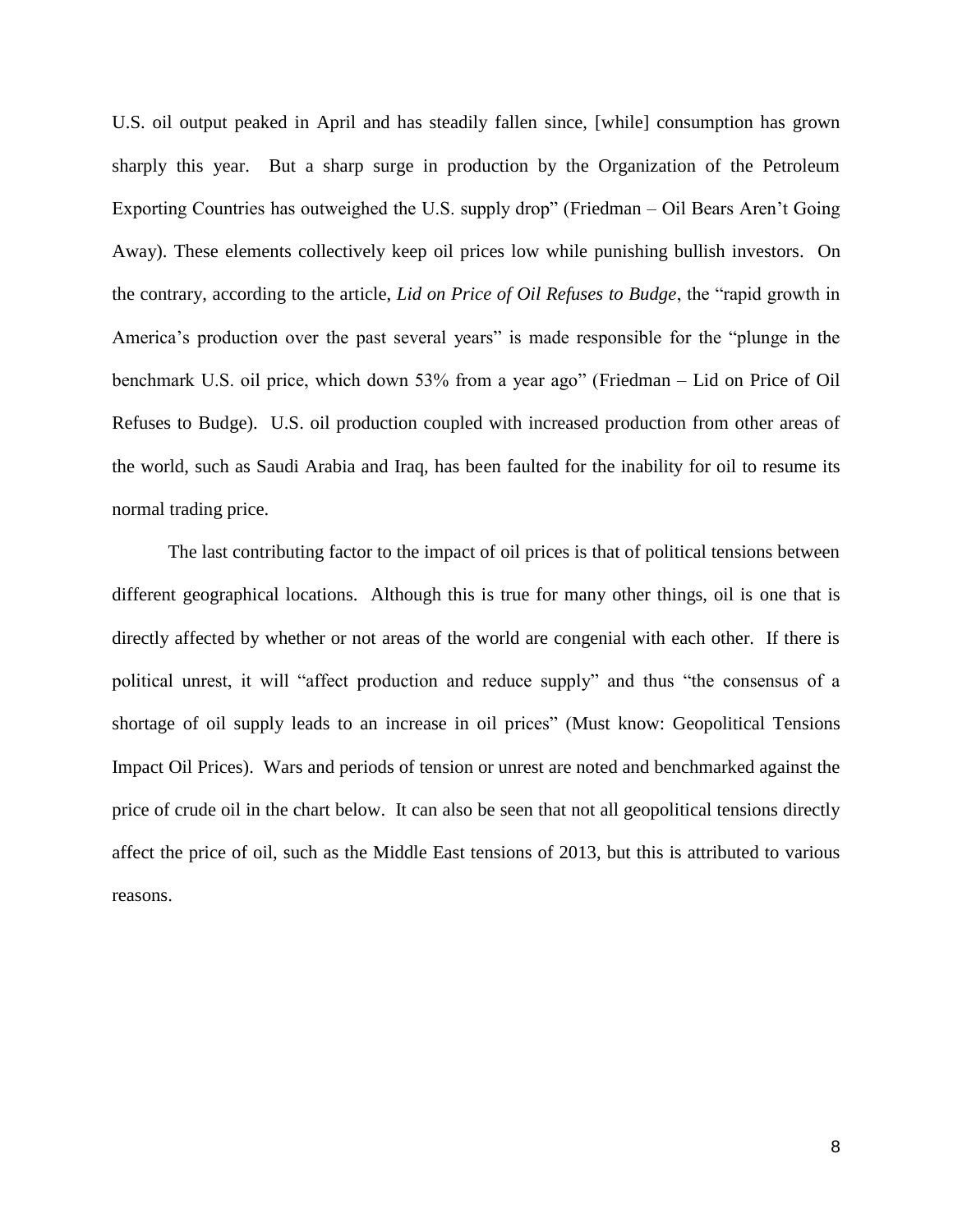U.S. oil output peaked in April and has steadily fallen since, [while] consumption has grown sharply this year. But a sharp surge in production by the Organization of the Petroleum Exporting Countries has outweighed the U.S. supply drop" (Friedman – Oil Bears Aren't Going Away). These elements collectively keep oil prices low while punishing bullish investors. On the contrary, according to the article, *Lid on Price of Oil Refuses to Budge*, the "rapid growth in America's production over the past several years" is made responsible for the "plunge in the benchmark U.S. oil price, which down 53% from a year ago" (Friedman – Lid on Price of Oil Refuses to Budge). U.S. oil production coupled with increased production from other areas of the world, such as Saudi Arabia and Iraq, has been faulted for the inability for oil to resume its normal trading price.

The last contributing factor to the impact of oil prices is that of political tensions between different geographical locations. Although this is true for many other things, oil is one that is directly affected by whether or not areas of the world are congenial with each other. If there is political unrest, it will "affect production and reduce supply" and thus "the consensus of a shortage of oil supply leads to an increase in oil prices" (Must know: Geopolitical Tensions Impact Oil Prices). Wars and periods of tension or unrest are noted and benchmarked against the price of crude oil in the chart below. It can also be seen that not all geopolitical tensions directly affect the price of oil, such as the Middle East tensions of 2013, but this is attributed to various reasons.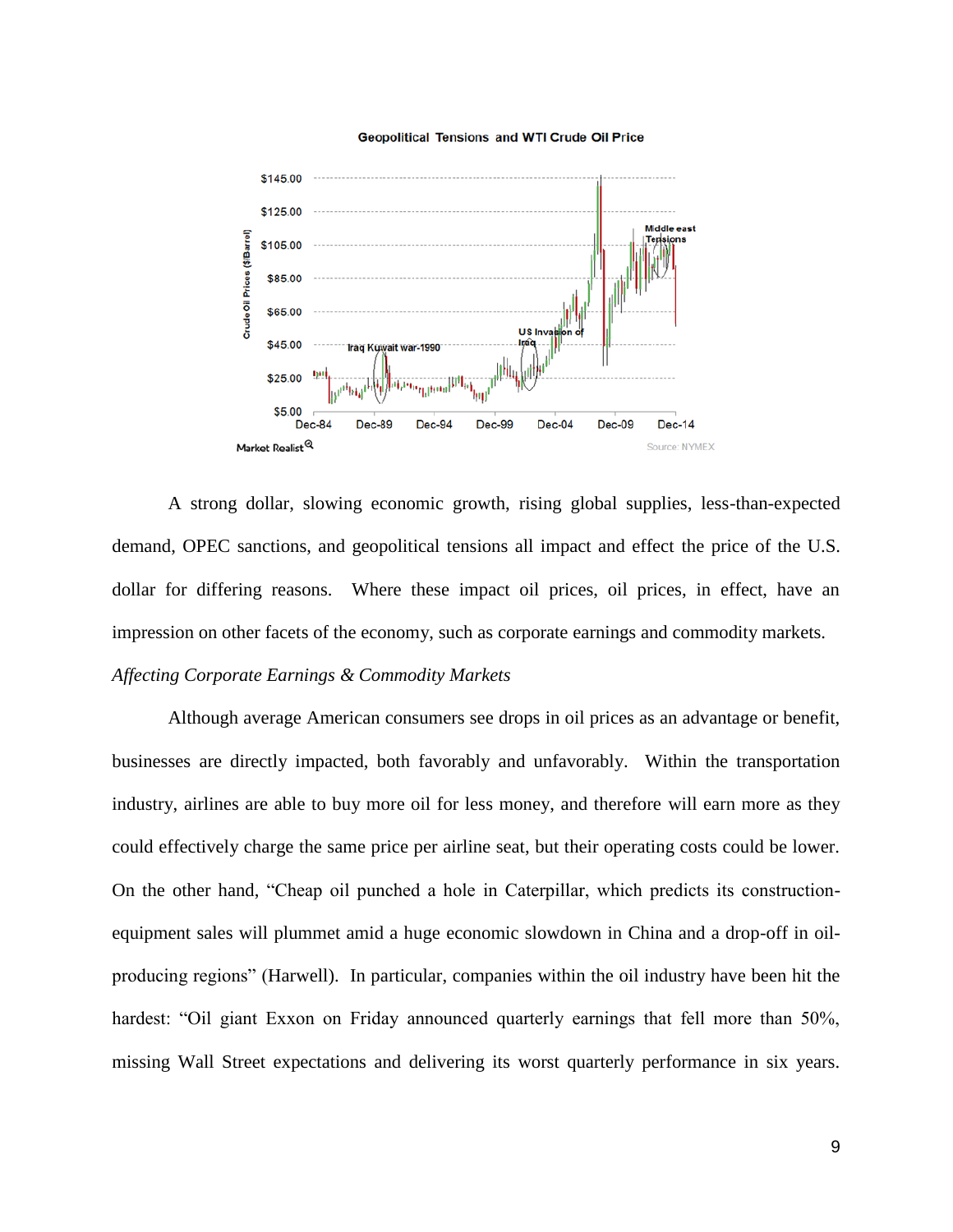A strong dollar, slowing economic growth, rising global supplies, less-than-expected demand, OPEC sanctions, and geopolitical tensions all impact and effect the price of the U.S. dollar for differing reasons. Where these impact oil prices, oil prices, in effect, have an impression on other facets of the economy, such as corporate earnings and commodity markets.

*Affecting Corporate Earnings & Commodity Markets*

Although average American consumers see drops in oil prices as an advantage or benefit, businesses are directly impacted, both favorably and unfavorably. Within the transportation industry, airlines are able to buy more oil for less money, and therefore will earn more as they could effectively charge the same price per airline seat, but their operating costs could be lower. On the other hand, "Cheap oil punched a hole in Caterpillar, which predicts its construction-equipment sales will plummet amid a huge economic slowdown in China and a drop-off in oil-producing regions" (Harwell). In particular, companies within the oil industry have been hit the hardest: "Oil giant Exxon on Friday announced quarterly earnings that fell more than 50%, missing Wall Street expectations and delivering its worst quarterly performance in six years.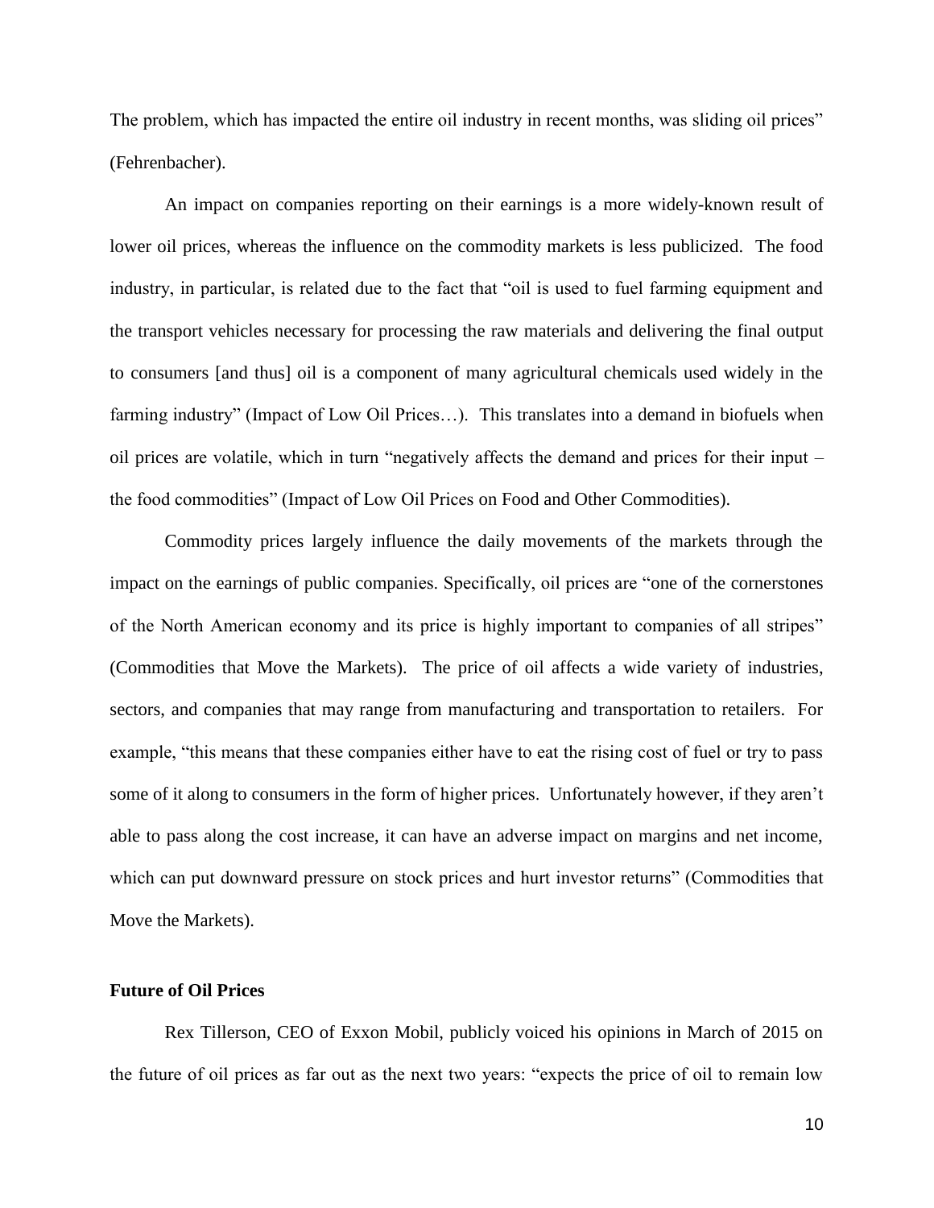The problem, which has impacted the entire oil industry in recent months, was sliding oil prices" (Fehrenbacher).

An impact on companies reporting on their earnings is a more widely-known result of lower oil prices, whereas the influence on the commodity markets is less publicized. The food industry, in particular, is related due to the fact that "oil is used to fuel farming equipment and the transport vehicles necessary for processing the raw materials and delivering the final output to consumers [and thus] oil is a component of many agricultural chemicals used widely in the farming industry" (Impact of Low Oil Prices…). This translates into a demand in biofuels when oil prices are volatile, which in turn "negatively affects the demand and prices for their input – the food commodities" (Impact of Low Oil Prices on Food and Other Commodities).

Commodity prices largely influence the daily movements of the markets through the impact on the earnings of public companies. Specifically, oil prices are "one of the cornerstones of the North American economy and its price is highly important to companies of all stripes" (Commodities that Move the Markets). The price of oil affects a wide variety of industries, sectors, and companies that may range from manufacturing and transportation to retailers. For example, "this means that these companies either have to eat the rising cost of fuel or try to pass some of it along to consumers in the form of higher prices. Unfortunately however, if they aren't able to pass along the cost increase, it can have an adverse impact on margins and net income, which can put downward pressure on stock prices and hurt investor returns" (Commodities that Move the Markets).

**Future of Oil Prices**

Rex Tillerson, CEO of Exxon Mobil, publicly voiced his opinions in March of 2015 on the future of oil prices as far out as the next two years: "expects the price of oil to remain low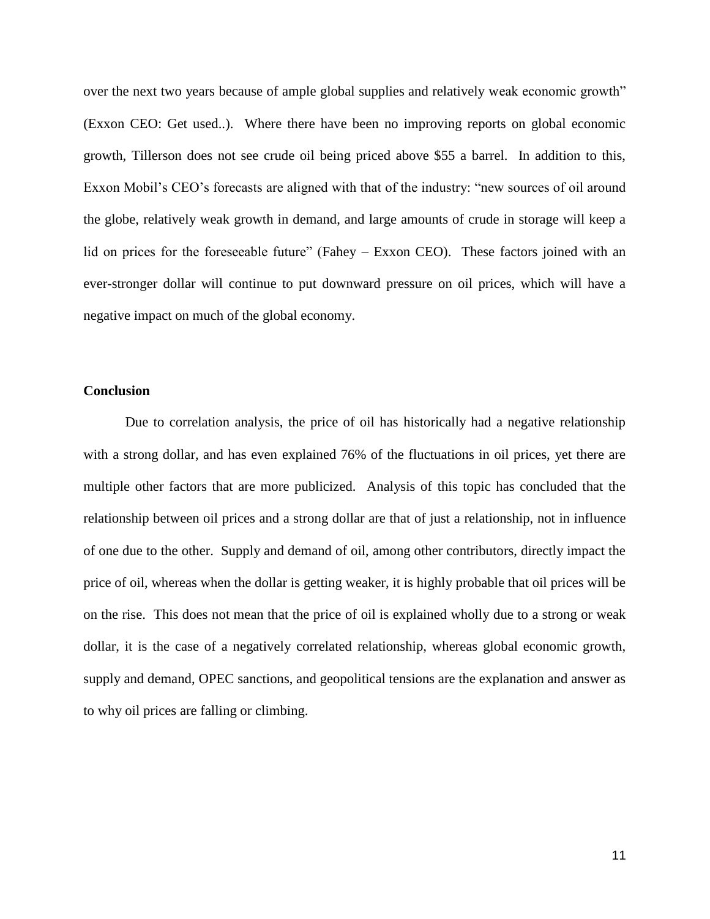over the next two years because of ample global supplies and relatively weak economic growth" (Exxon CEO: Get used..). Where there have been no improving reports on global economic growth, Tillerson does not see crude oil being priced above $55 a barrel. In addition to this, Exxon Mobil's CEO's forecasts are aligned with that of the industry: "new sources of oil around the globe, relatively weak growth in demand, and large amounts of crude in storage will keep a lid on prices for the foreseeable future" (Fahey – Exxon CEO). These factors joined with an ever-stronger dollar will continue to put downward pressure on oil prices, which will have a negative impact on much of the global economy.

**Conclusion**

Due to correlation analysis, the price of oil has historically had a negative relationship with a strong dollar, and has even explained 76% of the fluctuations in oil prices, yet there are multiple other factors that are more publicized. Analysis of this topic has concluded that the relationship between oil prices and a strong dollar are that of just a relationship, not in influence of one due to the other. Supply and demand of oil, among other contributors, directly impact the price of oil, whereas when the dollar is getting weaker, it is highly probable that oil prices will be on the rise. This does not mean that the price of oil is explained wholly due to a strong or weak dollar, it is the case of a negatively correlated relationship, whereas global economic growth, supply and demand, OPEC sanctions, and geopolitical tensions are the explanation and answer as to why oil prices are falling or climbing.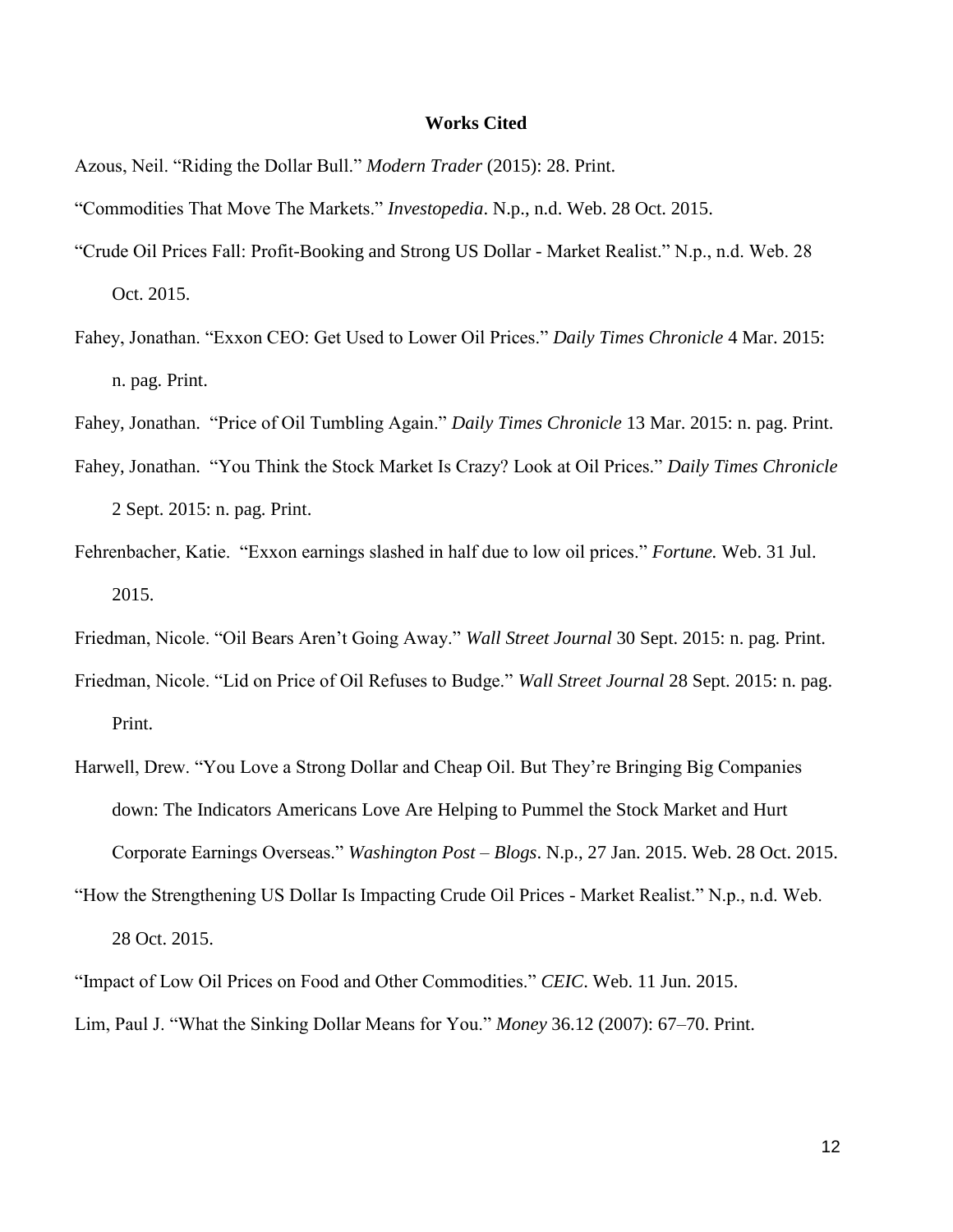**Works Cited**

Azous, Neil. "Riding the Dollar Bull." *Modern Trader* (2015): 28. Print.

"Commodities That Move The Markets." *Investopedia*. N.p., n.d. Web. 28 Oct. 2015.

"Crude Oil Prices Fall: Profit-Booking and Strong US Dollar - Market Realist." N.p., n.d. Web. 28 Oct. 2015.

Fahey, Jonathan. "Exxon CEO: Get Used to Lower Oil Prices." *Daily Times Chronicle* 4 Mar. 2015: n. pag. Print.

Fahey, Jonathan. "Price of Oil Tumbling Again." *Daily Times Chronicle* 13 Mar. 2015: n. pag. Print.

Fahey, Jonathan. "You Think the Stock Market Is Crazy? Look at Oil Prices." *Daily Times Chronicle* 2 Sept. 2015: n. pag. Print.

Fehrenbacher, Katie. "Exxon earnings slashed in half due to low oil prices." *Fortune.* Web. 31 Jul. 2015.

Friedman, Nicole. "Oil Bears Aren't Going Away." *Wall Street Journal* 30 Sept. 2015: n. pag. Print.

Friedman, Nicole. "Lid on Price of Oil Refuses to Budge." *Wall Street Journal* 28 Sept. 2015: n. pag. Print.

Harwell, Drew. "You Love a Strong Dollar and Cheap Oil. But They're Bringing Big Companies down: The Indicators Americans Love Are Helping to Pummel the Stock Market and Hurt Corporate Earnings Overseas." *Washington Post – Blogs*. N.p., 27 Jan. 2015. Web. 28 Oct. 2015.

"How the Strengthening US Dollar Is Impacting Crude Oil Prices - Market Realist." N.p., n.d. Web. 28 Oct. 2015.

"Impact of Low Oil Prices on Food and Other Commodities." *CEIC*. Web. 11 Jun. 2015.

Lim, Paul J. "What the Sinking Dollar Means for You." *Money* 36.12 (2007): 67–70. Print.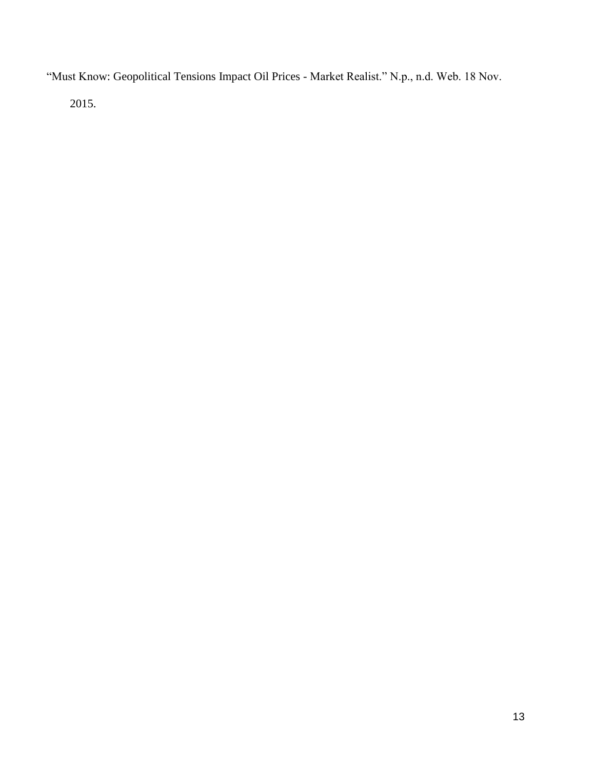"Must Know: Geopolitical Tensions Impact Oil Prices - Market Realist." N.p., n.d. Web. 18 Nov. 2015.